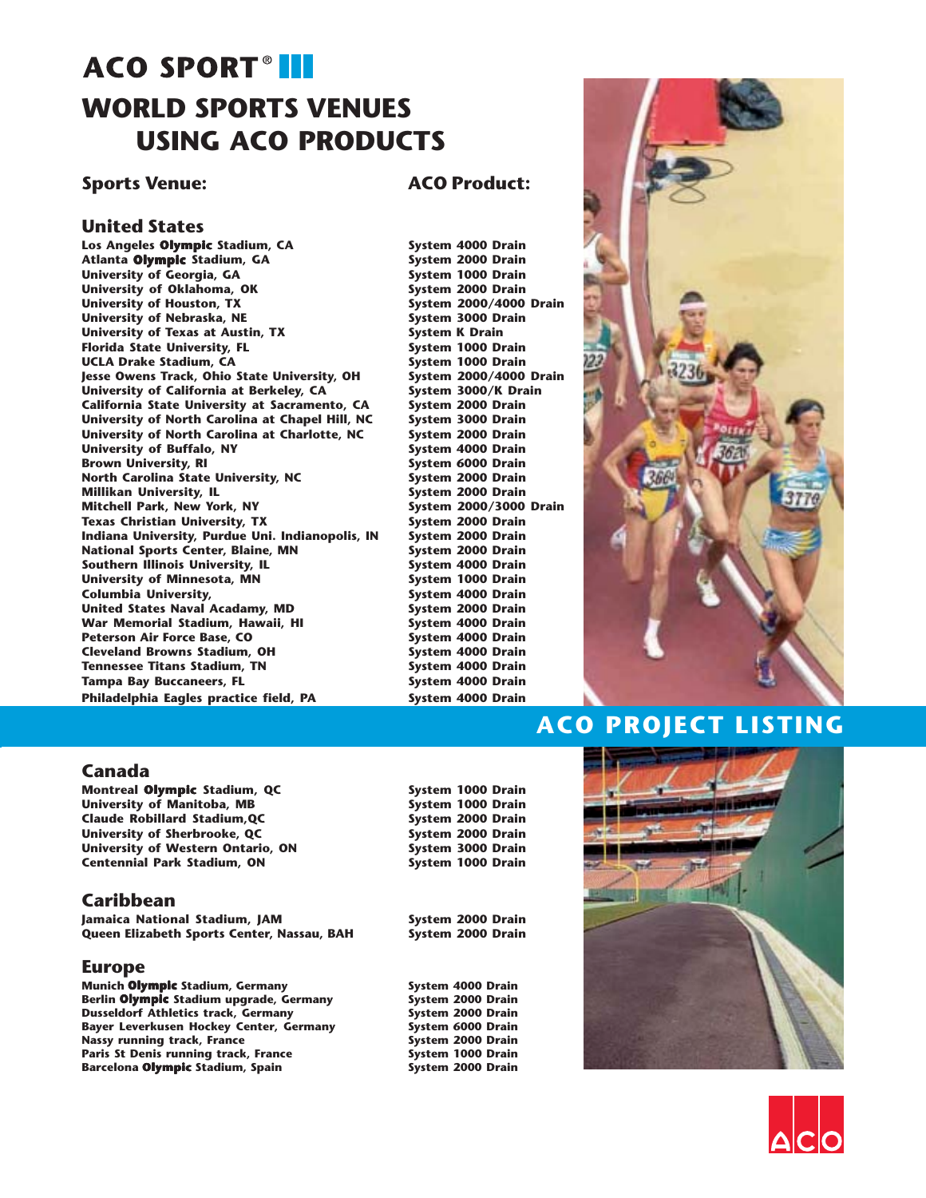# ACO SPORT®

# WORLD SPORTS VENUES USING ACO PRODUCTS

| Sports Venue: | ACO Product: |
|---|---|

## United States

| Sports Venue | ACO Product |
|---|---|
| Los Angeles Olympic Stadium, CA | System 4000 Drain |
| Atlanta Olympic Stadium, GA | System 2000 Drain |
| University of Georgia, GA | System 1000 Drain |
| University of Oklahoma, OK | System 2000 Drain |
| University of Houston, TX | System 2000/4000 Drain |
| University of Nebraska, NE | System 3000 Drain |
| University of Texas at Austin, TX | System K Drain |
| Florida State University, FL | System 1000 Drain |
| UCLA Drake Stadium, CA | System 1000 Drain |
| Jesse Owens Track, Ohio State University, OH | System 2000/4000 Drain |
| University of California at Berkeley, CA | System 3000/K Drain |
| California State University at Sacramento, CA | System 2000 Drain |
| University of North Carolina at Chapel Hill, NC | System 3000 Drain |
| University of North Carolina at Charlotte, NC | System 2000 Drain |
| University of Buffalo, NY | System 4000 Drain |
| Brown University, RI | System 6000 Drain |
| North Carolina State University, NC | System 2000 Drain |
| Millikan University, IL | System 2000 Drain |
| Mitchell Park, New York, NY | System 2000/3000 Drain |
| Texas Christian University, TX | System 2000 Drain |
| Indiana University, Purdue Uni. Indianapolis, IN | System 2000 Drain |
| National Sports Center, Blaine, MN | System 2000 Drain |
| Southern Illinois University, IL | System 4000 Drain |
| University of Minnesota, MN | System 1000 Drain |
| Columbia University, | System 4000 Drain |
| United States Naval Acadamy, MD | System 2000 Drain |
| War Memorial Stadium, Hawaii, HI | System 4000 Drain |
| Peterson Air Force Base, CO | System 4000 Drain |
| Cleveland Browns Stadium, OH | System 4000 Drain |
| Tennessee Titans Stadium, TN | System 4000 Drain |
| Tampa Bay Buccaneers, FL | System 4000 Drain |
| Philadelphia Eagles practice field, PA | System 4000 Drain |

## ACO PROJECT LISTING

## Canada

| Sports Venue | ACO Product |
|---|---|
| Montreal Olympic Stadium, QC | System 1000 Drain |
| University of Manitoba, MB | System 1000 Drain |
| Claude Robillard Stadium,QC | System 2000 Drain |
| University of Sherbrooke, QC | System 2000 Drain |
| University of Western Ontario, ON | System 3000 Drain |
| Centennial Park Stadium, ON | System 1000 Drain |

## Caribbean

| Sports Venue | ACO Product |
|---|---|
| Jamaica National Stadium, JAM | System 2000 Drain |
| Queen Elizabeth Sports Center, Nassau, BAH | System 2000 Drain |

## Europe

| Sports Venue | ACO Product |
|---|---|
| Munich Olympic Stadium, Germany | System 4000 Drain |
| Berlin Olympic Stadium upgrade, Germany | System 2000 Drain |
| Dusseldorf Athletics track, Germany | System 2000 Drain |
| Bayer Leverkusen Hockey Center, Germany | System 6000 Drain |
| Nassy running track, France | System 2000 Drain |
| Paris St Denis running track, France | System 1000 Drain |
| Barcelona Olympic Stadium, Spain | System 2000 Drain |

ACO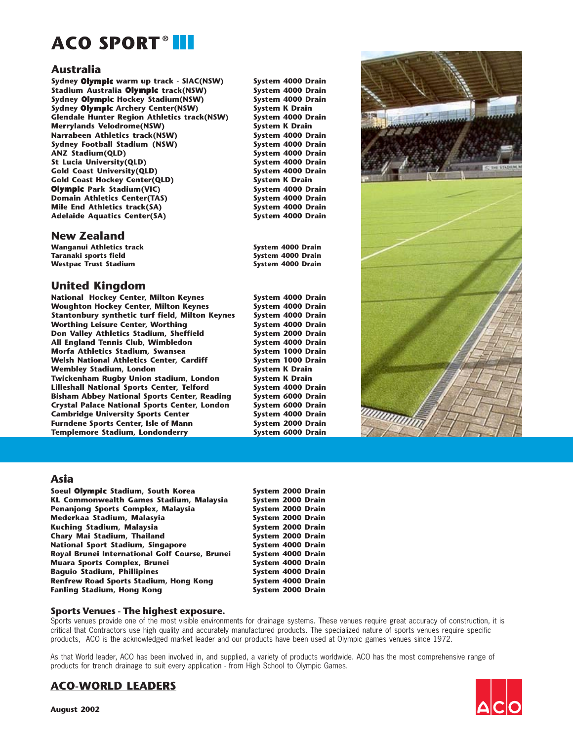# ACO SPORT®

## Australia

| | |
|---|---|
| Sydney **Olympic** warm up track - SIAC(NSW) | System 4000 Drain |
| Stadium Australia **Olympic** track(NSW) | System 4000 Drain |
| Sydney **Olympic** Hockey Stadium(NSW) | System 4000 Drain |
| Sydney **Olympic** Archery Center(NSW) | System K Drain |
| Glendale Hunter Region Athletics track(NSW) | System 4000 Drain |
| Merrylands Velodrome(NSW) | System K Drain |
| Narrabeen Athletics track(NSW) | System 4000 Drain |
| Sydney Football Stadium (NSW) | System 4000 Drain |
| ANZ Stadium(QLD) | System 4000 Drain |
| St Lucia University(QLD) | System 4000 Drain |
| Gold Coast University(QLD) | System 4000 Drain |
| Gold Coast Hockey Center(QLD) | System K Drain |
| **Olympic** Park Stadium(VIC) | System 4000 Drain |
| Domain Athletics Center(TAS) | System 4000 Drain |
| Mile End Athletics track(SA) | System 4000 Drain |
| Adelaide Aquatics Center(SA) | System 4000 Drain |

## New Zealand

| | |
|---|---|
| Wanganui Athletics track | System 4000 Drain |
| Taranaki sports field | System 4000 Drain |
| Westpac Trust Stadium | System 4000 Drain |

## United Kingdom

| | |
|---|---|
| National Hockey Center, Milton Keynes | System 4000 Drain |
| Woughton Hockey Center, Milton Keynes | System 4000 Drain |
| Stantonbury synthetic turf field, Milton Keynes | System 4000 Drain |
| Worthing Leisure Center, Worthing | System 4000 Drain |
| Don Valley Athletics Stadium, Sheffield | System 2000 Drain |
| All England Tennis Club, Wimbledon | System 4000 Drain |
| Morfa Athletics Stadium, Swansea | System 1000 Drain |
| Welsh National Athletics Center, Cardiff | System 1000 Drain |
| Wembley Stadium, London | System K Drain |
| Twickenham Rugby Union stadium, London | System K Drain |
| Lilleshall National Sports Center, Telford | System 4000 Drain |
| Bisham Abbey National Sports Center, Reading | System 6000 Drain |
| Crystal Palace National Sports Center, London | System 6000 Drain |
| Cambridge University Sports Center | System 4000 Drain |
| Furndene Sports Center, Isle of Mann | System 2000 Drain |
| Templemore Stadium, Londonderry | System 6000 Drain |

## Asia

| | |
|---|---|
| Soeul **Olympic** Stadium, South Korea | System 2000 Drain |
| KL Commonwealth Games Stadium, Malaysia | System 2000 Drain |
| Penanjong Sports Complex, Malaysia | System 2000 Drain |
| Mederkaa Stadium, Malasyia | System 2000 Drain |
| Kuching Stadium, Malaysia | System 2000 Drain |
| Chary Mai Stadium, Thailand | System 2000 Drain |
| National Sport Stadium, Singapore | System 4000 Drain |
| Royal Brunei International Golf Course, Brunei | System 4000 Drain |
| Muara Sports Complex, Brunei | System 4000 Drain |
| Baguio Stadium, Phillipines | System 4000 Drain |
| Renfrew Road Sports Stadium, Hong Kong | System 4000 Drain |
| Fanling Stadium, Hong Kong | System 2000 Drain |

### Sports Venues - The highest exposure.

Sports venues provide one of the most visible environments for drainage systems. These venues require great accuracy of construction, it is critical that Contractors use high quality and accurately manufactured products. The specialized nature of sports venues require specific products, ACO is the acknowledged market leader and our products have been used at Olympic games venues since 1972.

As that World leader, ACO has been involved in, and supplied, a variety of products worldwide. ACO has the most comprehensive range of products for trench drainage to suit every application - from High School to Olympic Games.

## ACO-WORLD LEADERS

**August 2002**

ACO